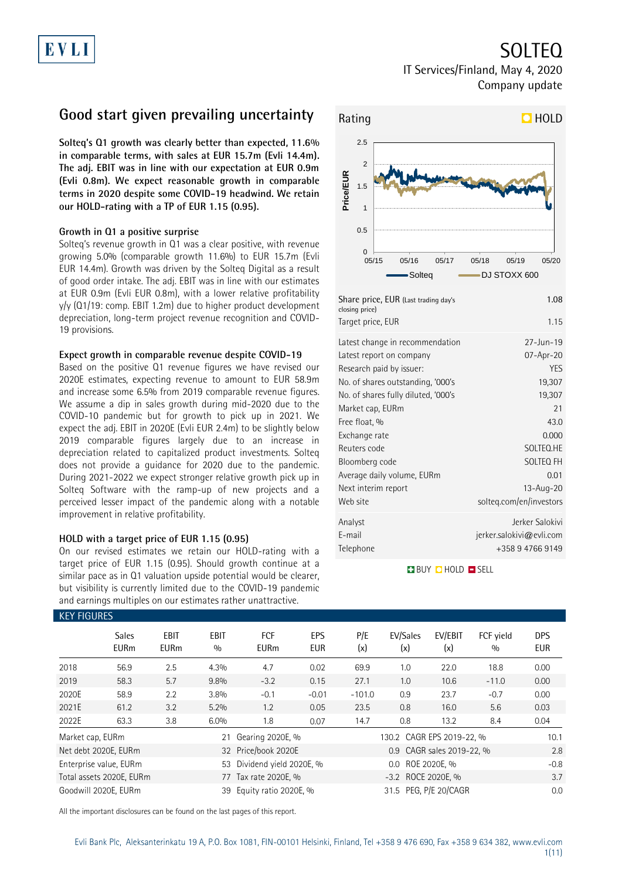# SOLTEQ

IT Services/Finland, May 4, 2020

Company update

## Good start given prevailing uncertainty

**Solteq's Q1 growth was clearly better than expected, 11.6% in comparable terms, with sales at EUR 15.7m (Evli 14.4m). The adj. EBIT was in line with our expectation at EUR 0.9m (Evli 0.8m). We expect reasonable growth in comparable terms in 2020 despite some COVID-19 headwind. We retain our HOLD-rating with a TP of EUR 1.15 (0.95).**

### Growth in Q1 a positive surprise

Solteq's revenue growth in Q1 was a clear positive, with revenue growing 5.0% (comparable growth 11.6%) to EUR 15.7m (Evli EUR 14.4m). Growth was driven by the Solteq Digital as a result of good order intake. The adj. EBIT was in line with our estimates at EUR 0.9m (Evli EUR 0.8m), with a lower relative profitability y/y (Q1/19: comp. EBIT 1.2m) due to higher product development depreciation, long-term project revenue recognition and COVID-19 provisions.

### Expect growth in comparable revenue despite COVID-19

Based on the positive Q1 revenue figures we have revised our 2020E estimates, expecting revenue to amount to EUR 58.9m and increase some 6.5% from 2019 comparable revenue figures. We assume a dip in sales growth during mid-2020 due to the COVID-10 pandemic but for growth to pick up in 2021. We expect the adj. EBIT in 2020E (Evli EUR 2.4m) to be slightly below 2019 comparable figures largely due to an increase in depreciation related to capitalized product investments. Solteq does not provide a guidance for 2020 due to the pandemic. During 2021-2022 we expect stronger relative growth pick up in Solteq Software with the ramp-up of new projects and a perceived lesser impact of the pandemic along with a notable improvement in relative profitability.

### HOLD with a target price of EUR 1.15 (0.95)

On our revised estimates we retain our HOLD-rating with a target price of EUR 1.15 (0.95). Should growth continue at a similar pace as in Q1 valuation upside potential would be clearer, but visibility is currently limited due to the COVID-19 pandemic and earnings multiples on our estimates rather unattractive.

**Rating: HOLD**

| | |
|---|---|
| Share price, EUR (Last trading day's closing price) | 1.08 |
| Target price, EUR | 1.15 |
| Latest change in recommendation | 27-Jun-19 |
| Latest report on company | 07-Apr-20 |
| Research paid by issuer: | YES |
| No. of shares outstanding, '000's | 19,307 |
| No. of shares fully diluted, '000's | 19,307 |
| Market cap, EURm | 21 |
| Free float, % | 43.0 |
| Exchange rate | 0.000 |
| Reuters code | SOLTEQ.HE |
| Bloomberg code | SOLTEQ FH |
| Average daily volume, EURm | 0.01 |
| Next interim report | 13-Aug-20 |
| Web site | solteq.com/en/investors |
| Analyst | Jerker Salokivi |
| E-mail | jerker.salokivi@evli.com |
| Telephone | +358 9 4766 9149 |

BUY HOLD SELL

### KEY FIGURES

| | Sales EURm | EBIT EURm | EBIT % | FCF EURm | EPS EUR | P/E (x) | EV/Sales (x) | EV/EBIT (x) | FCF yield % | DPS EUR |
|---|---|---|---|---|---|---|---|---|---|---|
| 2018 | 56.9 | 2.5 | 4.3% | 4.7 | 0.02 | 69.9 | 1.0 | 22.0 | 18.8 | 0.00 |
| 2019 | 58.3 | 5.7 | 9.8% | -3.2 | 0.15 | 27.1 | 1.0 | 10.6 | -11.0 | 0.00 |
| 2020E | 58.9 | 2.2 | 3.8% | -0.1 | -0.01 | -101.0 | 0.9 | 23.7 | -0.7 | 0.00 |
| 2021E | 61.2 | 3.2 | 5.2% | 1.2 | 0.05 | 23.5 | 0.8 | 16.0 | 5.6 | 0.03 |
| 2022E | 63.3 | 3.8 | 6.0% | 1.8 | 0.07 | 14.7 | 0.8 | 13.2 | 8.4 | 0.04 |

| | | | | | |
|---|---|---|---|---|---|
| Market cap, EURm | 21 | Gearing 2020E, % | 130.2 | CAGR EPS 2019-22, % | 10.1 |
| Net debt 2020E, EURm | 32 | Price/book 2020E | 0.9 | CAGR sales 2019-22, % | 2.8 |
| Enterprise value, EURm | 53 | Dividend yield 2020E, % | 0.0 | ROE 2020E, % | -0.8 |
| Total assets 2020E, EURm | 77 | Tax rate 2020E, % | -3.2 | ROCE 2020E, % | 3.7 |
| Goodwill 2020E, EURm | 39 | Equity ratio 2020E, % | 31.5 | PEG, P/E 20/CAGR | 0.0 |

All the important disclosures can be found on the last pages of this report.

Evli Bank Plc, Aleksanterinkatu 19 A, P.O. Box 1081, FIN-00101 Helsinki, Finland, Tel +358 9 476 690, Fax +358 9 634 382, www.evli.com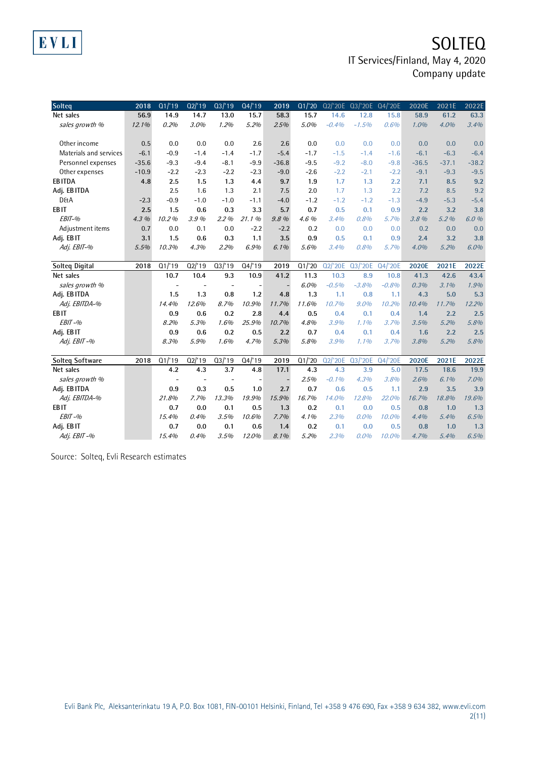| Solteq | 2018 | Q1/'19 | Q2/'19 | Q3/'19 | Q4/'19 | 2019 | Q1/'20 | Q2/'20E | Q3/'20E | Q4/'20E | 2020E | 2021E | 2022E |
|---|---|---|---|---|---|---|---|---|---|---|---|---|---|
| **Net sales** | 56.9 | 14.9 | 14.7 | 13.0 | 15.7 | 58.3 | 15.7 | 14.6 | 12.8 | 15.8 | 58.9 | 61.2 | 63.3 |
| *sales growth %* | *12.1%* | *0.2%* | *3.0%* | *1.2%* | *5.2%* | *2.5%* | *5.0%* | *-0.4%* | *-1.5%* | *0.6%* | *1.0%* | *4.0%* | *3.4%* |
| | | | | | | | | | | | | | |
| Other income | 0.5 | 0.0 | 0.0 | 0.0 | 2.6 | 2.6 | 0.0 | 0.0 | 0.0 | 0.0 | 0.0 | 0.0 | 0.0 |
| Materials and services | -6.1 | -0.9 | -1.4 | -1.4 | -1.7 | -5.4 | -1.7 | -1.5 | -1.4 | -1.6 | -6.1 | -6.3 | -6.4 |
| Personnel expenses | -35.6 | -9.3 | -9.4 | -8.1 | -9.9 | -36.8 | -9.5 | -9.2 | -8.0 | -9.8 | -36.5 | -37.1 | -38.2 |
| Other expenses | -10.9 | -2.2 | -2.3 | -2.2 | -2.3 | -9.0 | -2.6 | -2.2 | -2.1 | -2.2 | -9.1 | -9.3 | -9.5 |
| **EBITDA** | 4.8 | 2.5 | 1.5 | 1.3 | 4.4 | 9.7 | 1.9 | 1.7 | 1.3 | 2.2 | 7.1 | 8.5 | 9.2 |
| **Adj. EBITDA** | | 2.5 | 1.6 | 1.3 | 2.1 | 7.5 | 2.0 | 1.7 | 1.3 | 2.2 | 7.2 | 8.5 | 9.2 |
| D&A | -2.3 | -0.9 | -1.0 | -1.0 | -1.1 | -4.0 | -1.2 | -1.2 | -1.2 | -1.3 | -4.9 | -5.3 | -5.4 |
| **EBIT** | 2.5 | 1.5 | 0.6 | 0.3 | 3.3 | 5.7 | 0.7 | 0.5 | 0.1 | 0.9 | 2.2 | 3.2 | 3.8 |
| *EBIT-%* | *4.3 %* | *10.2 %* | *3.9 %* | *2.2 %* | *21.1 %* | *9.8 %* | *4.6 %* | *3.4%* | *0.8%* | *5.7%* | *3.8 %* | *5.2 %* | *6.0 %* |
| Adjustment items | 0.7 | 0.0 | 0.1 | 0.0 | -2.2 | -2.2 | 0.2 | 0.0 | 0.0 | 0.0 | 0.2 | 0.0 | 0.0 |
| **Adj. EBIT** | 3.1 | 1.5 | 0.6 | 0.3 | 1.1 | 3.5 | 0.9 | 0.5 | 0.1 | 0.9 | 2.4 | 3.2 | 3.8 |
| *Adj. EBIT-%* | *5.5%* | *10.3%* | *4.3%* | *2.2%* | *6.9%* | *6.1%* | *5.6%* | *3.4%* | *0.8%* | *5.7%* | *4.0%* | *5.2%* | *6.0%* |

| Solteq Digital | 2018 | Q1/'19 | Q2/'19 | Q3/'19 | Q4/'19 | 2019 | Q1/'20 | Q2/'20E | Q3/'20E | Q4/'20E | 2020E | 2021E | 2022E |
|---|---|---|---|---|---|---|---|---|---|---|---|---|---|
| **Net sales** | | 10.7 | 10.4 | 9.3 | 10.9 | 41.2 | 11.3 | 10.3 | 8.9 | 10.8 | 41.3 | 42.6 | 43.4 |
| *sales growth %* | | - | - | - | - | - | *6.0%* | *-0.5%* | *-3.8%* | *-0.8%* | *0.3%* | *3.1%* | *1.9%* |
| **Adj. EBITDA** | | 1.5 | 1.3 | 0.8 | 1.2 | 4.8 | 1.3 | 1.1 | 0.8 | 1.1 | 4.3 | 5.0 | 5.3 |
| *Adj. EBITDA-%* | | *14.4%* | *12.6%* | *8.7%* | *10.9%* | *11.7%* | *11.6%* | *10.7%* | *9.0%* | *10.2%* | *10.4%* | *11.7%* | *12.2%* |
| **EBIT** | | 0.9 | 0.6 | 0.2 | 2.8 | 4.4 | 0.5 | 0.4 | 0.1 | 0.4 | 1.4 | 2.2 | 2.5 |
| *EBIT -%* | | *8.2%* | *5.3%* | *1.6%* | *25.9%* | *10.7%* | *4.8%* | *3.9%* | *1.1%* | *3.7%* | *3.5%* | *5.2%* | *5.8%* |
| **Adj. EBIT** | | 0.9 | 0.6 | 0.2 | 0.5 | 2.2 | 0.7 | 0.4 | 0.1 | 0.4 | 1.6 | 2.2 | 2.5 |
| *Adj. EBIT -%* | | *8.3%* | *5.9%* | *1.6%* | *4.7%* | *5.3%* | *5.8%* | *3.9%* | *1.1%* | *3.7%* | *3.8%* | *5.2%* | *5.8%* |

| Solteq Software | 2018 | Q1/'19 | Q2/'19 | Q3/'19 | Q4/'19 | 2019 | Q1/'20 | Q2/'20E | Q3/'20E | Q4/'20E | 2020E | 2021E | 2022E |
|---|---|---|---|---|---|---|---|---|---|---|---|---|---|
| **Net sales** | | 4.2 | 4.3 | 3.7 | 4.8 | 17.1 | 4.3 | 4.3 | 3.9 | 5.0 | 17.5 | 18.6 | 19.9 |
| *sales growth %* | | - | - | - | - | - | *2.5%* | *-0.1%* | *4.3%* | *3.8%* | *2.6%* | *6.1%* | *7.0%* |
| **Adj. EBITDA** | | 0.9 | 0.3 | 0.5 | 1.0 | 2.7 | 0.7 | 0.6 | 0.5 | 1.1 | 2.9 | 3.5 | 3.9 |
| *Adj. EBITDA-%* | | *21.8%* | *7.7%* | *13.3%* | *19.9%* | *15.9%* | *16.7%* | *14.0%* | *12.8%* | *22.0%* | *16.7%* | *18.8%* | *19.6%* |
| **EBIT** | | 0.7 | 0.0 | 0.1 | 0.5 | 1.3 | 0.2 | 0.1 | 0.0 | 0.5 | 0.8 | 1.0 | 1.3 |
| *EBIT -%* | | *15.4%* | *0.4%* | *3.5%* | *10.6%* | *7.7%* | *4.1%* | *2.3%* | *0.0%* | *10.0%* | *4.4%* | *5.4%* | *6.5%* |
| **Adj. EBIT** | | 0.7 | 0.0 | 0.1 | 0.6 | 1.4 | 0.2 | 0.1 | 0.0 | 0.5 | 0.8 | 1.0 | 1.3 |
| *Adj. EBIT -%* | | *15.4%* | *0.4%* | *3.5%* | *12.0%* | *8.1%* | *5.2%* | *2.3%* | *0.0%* | *10.0%* | *4.7%* | *5.4%* | *6.5%* |

Source: Solteq, Evli Research estimates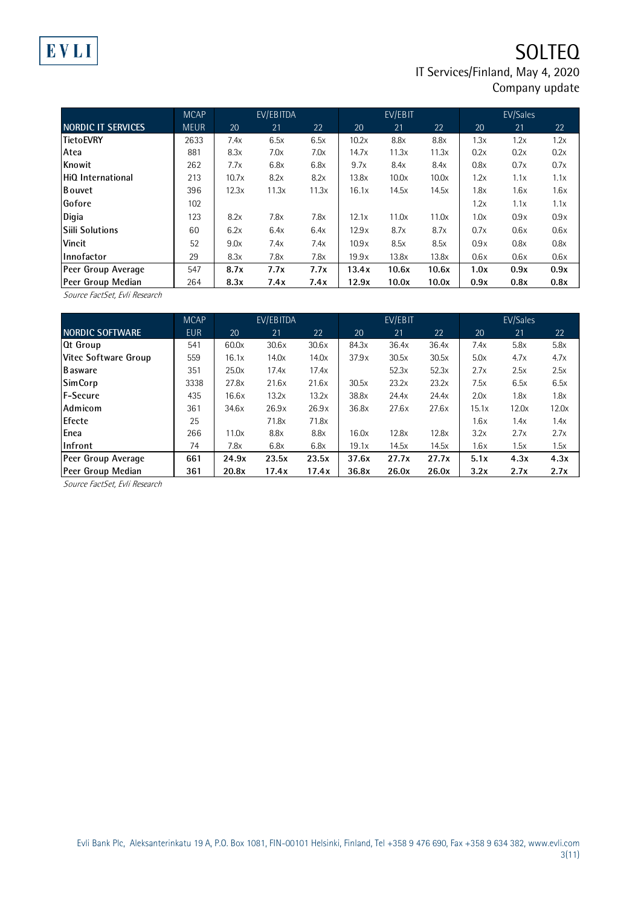| NORDIC IT SERVICES | MCAP MEUR | EV/EBITDA 20 | EV/EBITDA 21 | EV/EBITDA 22 | EV/EBIT 20 | EV/EBIT 21 | EV/EBIT 22 | EV/Sales 20 | EV/Sales 21 | EV/Sales 22 |
|---|---|---|---|---|---|---|---|---|---|---|
| TietoEVRY | 2633 | 7.4x | 6.5x | 6.5x | 10.2x | 8.8x | 8.8x | 1.3x | 1.2x | 1.2x |
| Atea | 881 | 8.3x | 7.0x | 7.0x | 14.7x | 11.3x | 11.3x | 0.2x | 0.2x | 0.2x |
| Knowit | 262 | 7.7x | 6.8x | 6.8x | 9.7x | 8.4x | 8.4x | 0.8x | 0.7x | 0.7x |
| HiQ International | 213 | 10.7x | 8.2x | 8.2x | 13.8x | 10.0x | 10.0x | 1.2x | 1.1x | 1.1x |
| Bouvet | 396 | 12.3x | 11.3x | 11.3x | 16.1x | 14.5x | 14.5x | 1.8x | 1.6x | 1.6x |
| Gofore | 102 | | | | | | | 1.2x | 1.1x | 1.1x |
| Digia | 123 | 8.2x | 7.8x | 7.8x | 12.1x | 11.0x | 11.0x | 1.0x | 0.9x | 0.9x |
| Siili Solutions | 60 | 6.2x | 6.4x | 6.4x | 12.9x | 8.7x | 8.7x | 0.7x | 0.6x | 0.6x |
| Vincit | 52 | 9.0x | 7.4x | 7.4x | 10.9x | 8.5x | 8.5x | 0.9x | 0.8x | 0.8x |
| Innofactor | 29 | 8.3x | 7.8x | 7.8x | 19.9x | 13.8x | 13.8x | 0.6x | 0.6x | 0.6x |
| **Peer Group Average** | 547 | **8.7x** | **7.7x** | **7.7x** | **13.4x** | **10.6x** | **10.6x** | **1.0x** | **0.9x** | **0.9x** |
| **Peer Group Median** | 264 | **8.3x** | **7.4x** | **7.4x** | **12.9x** | **10.0x** | **10.0x** | **0.9x** | **0.8x** | **0.8x** |

*Source FactSet, Evli Research*

| NORDIC SOFTWARE | MCAP EUR | EV/EBITDA 20 | EV/EBITDA 21 | EV/EBITDA 22 | EV/EBIT 20 | EV/EBIT 21 | EV/EBIT 22 | EV/Sales 20 | EV/Sales 21 | EV/Sales 22 |
|---|---|---|---|---|---|---|---|---|---|---|
| Qt Group | 541 | 60.0x | 30.6x | 30.6x | 84.3x | 36.4x | 36.4x | 7.4x | 5.8x | 5.8x |
| Vitec Software Group | 559 | 16.1x | 14.0x | 14.0x | 37.9x | 30.5x | 30.5x | 5.0x | 4.7x | 4.7x |
| Basware | 351 | 25.0x | 17.4x | 17.4x | | 52.3x | 52.3x | 2.7x | 2.5x | 2.5x |
| SimCorp | 3338 | 27.8x | 21.6x | 21.6x | 30.5x | 23.2x | 23.2x | 7.5x | 6.5x | 6.5x |
| F-Secure | 435 | 16.6x | 13.2x | 13.2x | 38.8x | 24.4x | 24.4x | 2.0x | 1.8x | 1.8x |
| Admicom | 361 | 34.6x | 26.9x | 26.9x | 36.8x | 27.6x | 27.6x | 15.1x | 12.0x | 12.0x |
| Efecte | 25 | | 71.8x | 71.8x | | | | 1.6x | 1.4x | 1.4x |
| Enea | 266 | 11.0x | 8.8x | 8.8x | 16.0x | 12.8x | 12.8x | 3.2x | 2.7x | 2.7x |
| Infront | 74 | 7.8x | 6.8x | 6.8x | 19.1x | 14.5x | 14.5x | 1.6x | 1.5x | 1.5x |
| **Peer Group Average** | **661** | **24.9x** | **23.5x** | **23.5x** | **37.6x** | **27.7x** | **27.7x** | **5.1x** | **4.3x** | **4.3x** |
| **Peer Group Median** | **361** | **20.8x** | **17.4x** | **17.4x** | **36.8x** | **26.0x** | **26.0x** | **3.2x** | **2.7x** | **2.7x** |

*Source FactSet, Evli Research*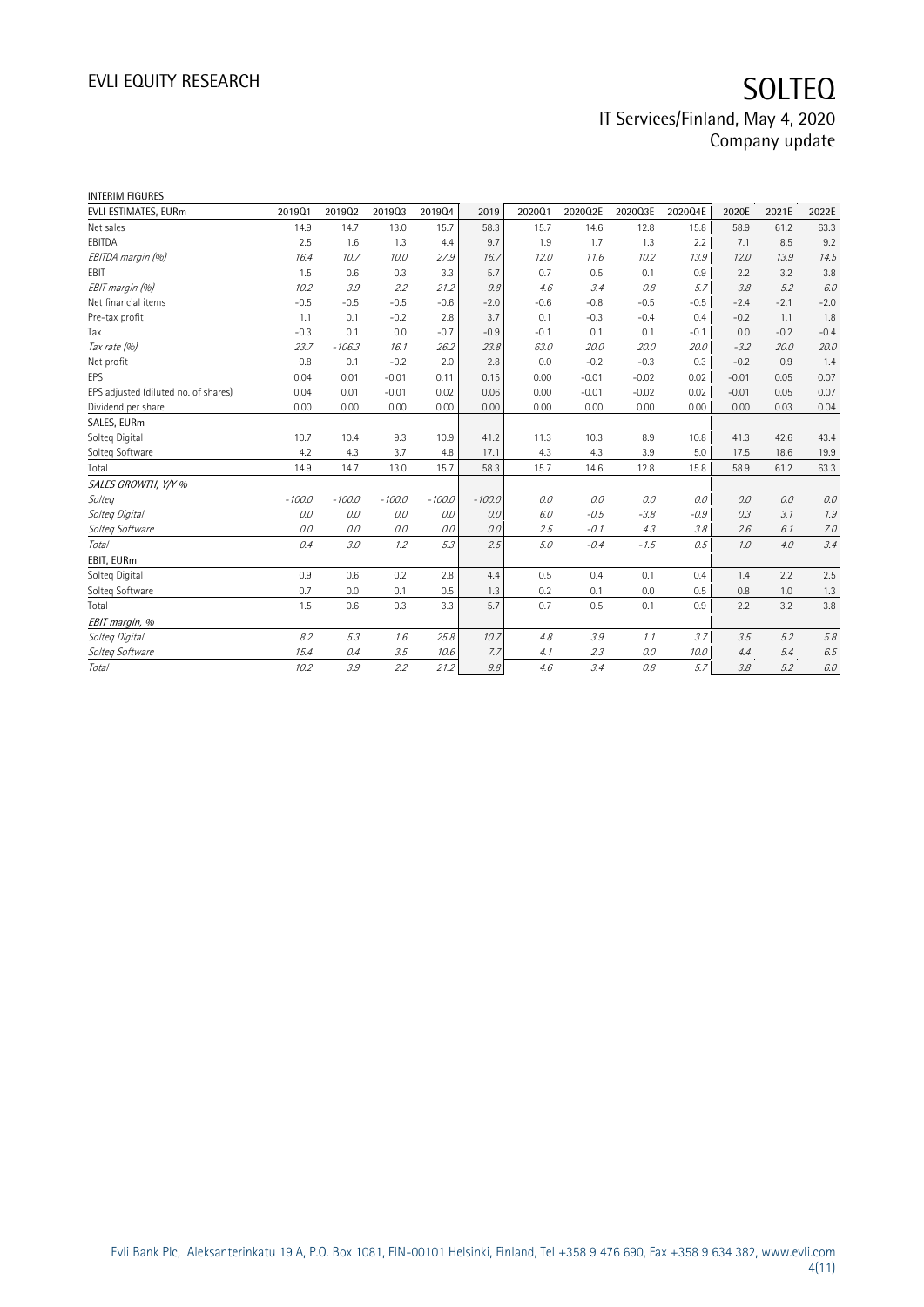INTERIM FIGURES

| EVLI ESTIMATES, EURm | 2019Q1 | 2019Q2 | 2019Q3 | 2019Q4 | 2019 | 2020Q1 | 2020Q2E | 2020Q3E | 2020Q4E | 2020E | 2021E | 2022E |
|---|---|---|---|---|---|---|---|---|---|---|---|---|
| Net sales | 14.9 | 14.7 | 13.0 | 15.7 | 58.3 | 15.7 | 14.6 | 12.8 | 15.8 | 58.9 | 61.2 | 63.3 |
| EBITDA | 2.5 | 1.6 | 1.3 | 4.4 | 9.7 | 1.9 | 1.7 | 1.3 | 2.2 | 7.1 | 8.5 | 9.2 |
| *EBITDA margin (%)* | *16.4* | *10.7* | *10.0* | *27.9* | *16.7* | *12.0* | *11.6* | *10.2* | *13.9* | *12.0* | *13.9* | *14.5* |
| EBIT | 1.5 | 0.6 | 0.3 | 3.3 | 5.7 | 0.7 | 0.5 | 0.1 | 0.9 | 2.2 | 3.2 | 3.8 |
| *EBIT margin (%)* | *10.2* | *3.9* | *2.2* | *21.2* | *9.8* | *4.6* | *3.4* | *0.8* | *5.7* | *3.8* | *5.2* | *6.0* |
| Net financial items | -0.5 | -0.5 | -0.5 | -0.6 | -2.0 | -0.6 | -0.8 | -0.5 | -0.5 | -2.4 | -2.1 | -2.0 |
| Pre-tax profit | 1.1 | 0.1 | -0.2 | 2.8 | 3.7 | 0.1 | -0.3 | -0.4 | 0.4 | -0.2 | 1.1 | 1.8 |
| Tax | -0.3 | 0.1 | 0.0 | -0.7 | -0.9 | -0.1 | 0.1 | 0.1 | -0.1 | 0.0 | -0.2 | -0.4 |
| *Tax rate (%)* | *23.7* | *-106.3* | *16.1* | *26.2* | *23.8* | *63.0* | *20.0* | *20.0* | *20.0* | *-3.2* | *20.0* | *20.0* |
| Net profit | 0.8 | 0.1 | -0.2 | 2.0 | 2.8 | 0.0 | -0.2 | -0.3 | 0.3 | -0.2 | 0.9 | 1.4 |
| EPS | 0.04 | 0.01 | -0.01 | 0.11 | 0.15 | 0.00 | -0.01 | -0.02 | 0.02 | -0.01 | 0.05 | 0.07 |
| EPS adjusted (diluted no. of shares) | 0.04 | 0.01 | -0.01 | 0.02 | 0.06 | 0.00 | -0.01 | -0.02 | 0.02 | -0.01 | 0.05 | 0.07 |
| Dividend per share | 0.00 | 0.00 | 0.00 | 0.00 | 0.00 | 0.00 | 0.00 | 0.00 | 0.00 | 0.00 | 0.03 | 0.04 |
| SALES, EURm | | | | | | | | | | | | |
| Solteq Digital | 10.7 | 10.4 | 9.3 | 10.9 | 41.2 | 11.3 | 10.3 | 8.9 | 10.8 | 41.3 | 42.6 | 43.4 |
| Solteq Software | 4.2 | 4.3 | 3.7 | 4.8 | 17.1 | 4.3 | 4.3 | 3.9 | 5.0 | 17.5 | 18.6 | 19.9 |
| Total | 14.9 | 14.7 | 13.0 | 15.7 | 58.3 | 15.7 | 14.6 | 12.8 | 15.8 | 58.9 | 61.2 | 63.3 |
| *SALES GROWTH, Y/Y %* | | | | | | | | | | | | |
| *Solteq* | *-100.0* | *-100.0* | *-100.0* | *-100.0* | *-100.0* | *0.0* | *0.0* | *0.0* | *0.0* | *0.0* | *0.0* | *0.0* |
| *Solteq Digital* | *0.0* | *0.0* | *0.0* | *0.0* | *0.0* | *6.0* | *-0.5* | *-3.8* | *-0.9* | *0.3* | *3.1* | *1.9* |
| *Solteq Software* | *0.0* | *0.0* | *0.0* | *0.0* | *0.0* | *2.5* | *-0.1* | *4.3* | *3.8* | *2.6* | *6.1* | *7.0* |
| *Total* | *0.4* | *3.0* | *1.2* | *5.3* | *2.5* | *5.0* | *-0.4* | *-1.5* | *0.5* | *1.0* | *4.0* | *3.4* |
| EBIT, EURm | | | | | | | | | | | | |
| Solteq Digital | 0.9 | 0.6 | 0.2 | 2.8 | 4.4 | 0.5 | 0.4 | 0.1 | 0.4 | 1.4 | 2.2 | 2.5 |
| Solteq Software | 0.7 | 0.0 | 0.1 | 0.5 | 1.3 | 0.2 | 0.1 | 0.0 | 0.5 | 0.8 | 1.0 | 1.3 |
| Total | 1.5 | 0.6 | 0.3 | 3.3 | 5.7 | 0.7 | 0.5 | 0.1 | 0.9 | 2.2 | 3.2 | 3.8 |
| *EBIT margin, %* | | | | | | | | | | | | |
| *Solteq Digital* | *8.2* | *5.3* | *1.6* | *25.8* | *10.7* | *4.8* | *3.9* | *1.1* | *3.7* | *3.5* | *5.2* | *5.8* |
| *Solteq Software* | *15.4* | *0.4* | *3.5* | *10.6* | *7.7* | *4.1* | *2.3* | *0.0* | *10.0* | *4.4* | *5.4* | *6.5* |
| *Total* | *10.2* | *3.9* | *2.2* | *21.2* | *9.8* | *4.6* | *3.4* | *0.8* | *5.7* | *3.8* | *5.2* | *6.0* |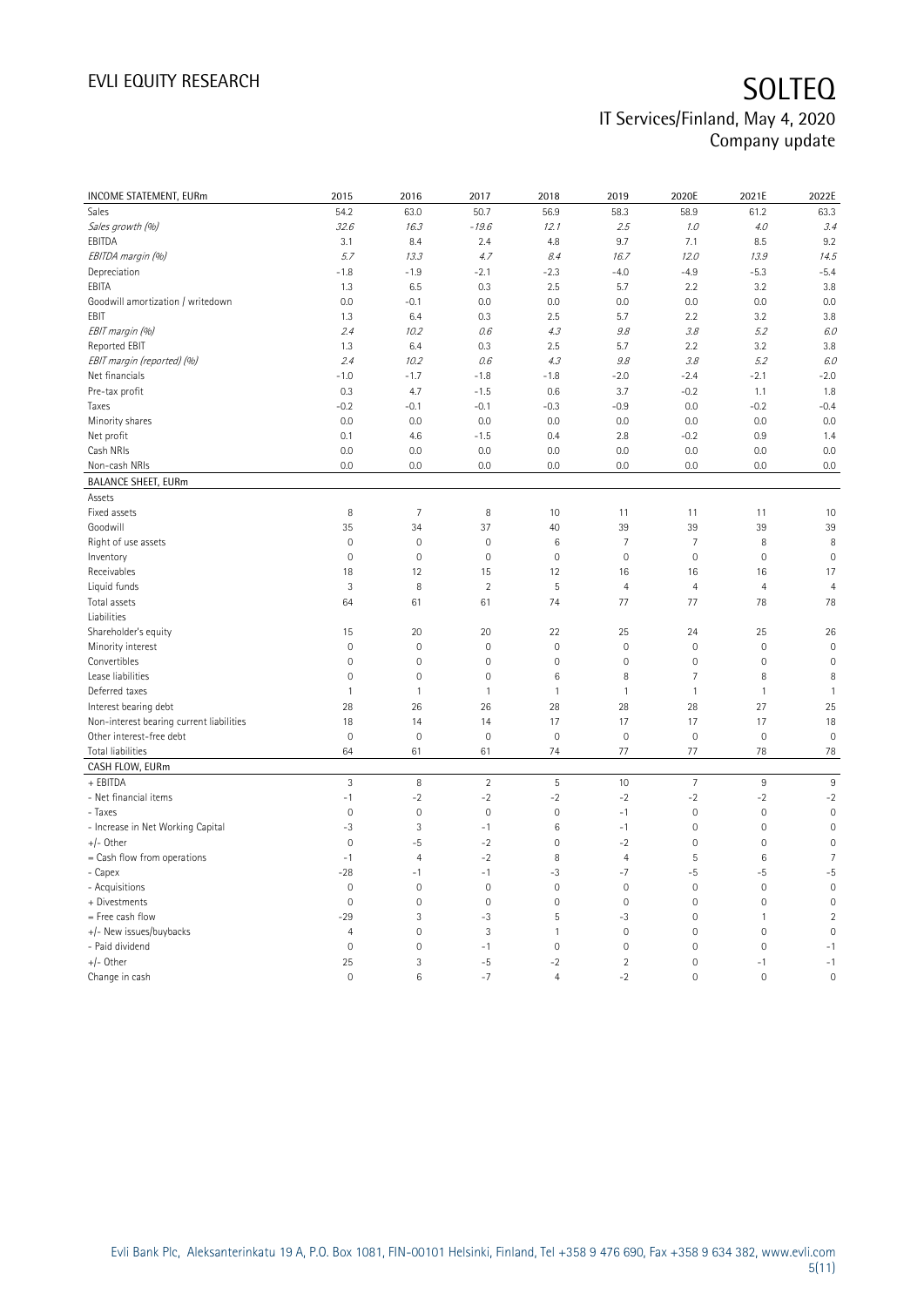| INCOME STATEMENT, EURm | 2015 | 2016 | 2017 | 2018 | 2019 | 2020E | 2021E | 2022E |
|---|---|---|---|---|---|---|---|---|
| Sales | 54.2 | 63.0 | 50.7 | 56.9 | 58.3 | 58.9 | 61.2 | 63.3 |
| *Sales growth (%)* | *32.6* | *16.3* | *-19.6* | *12.1* | *2.5* | *1.0* | *4.0* | *3.4* |
| EBITDA | 3.1 | 8.4 | 2.4 | 4.8 | 9.7 | 7.1 | 8.5 | 9.2 |
| *EBITDA margin (%)* | *5.7* | *13.3* | *4.7* | *8.4* | *16.7* | *12.0* | *13.9* | *14.5* |
| Depreciation | -1.8 | -1.9 | -2.1 | -2.3 | -4.0 | -4.9 | -5.3 | -5.4 |
| EBITA | 1.3 | 6.5 | 0.3 | 2.5 | 5.7 | 2.2 | 3.2 | 3.8 |
| Goodwill amortization / writedown | 0.0 | -0.1 | 0.0 | 0.0 | 0.0 | 0.0 | 0.0 | 0.0 |
| EBIT | 1.3 | 6.4 | 0.3 | 2.5 | 5.7 | 2.2 | 3.2 | 3.8 |
| *EBIT margin (%)* | *2.4* | *10.2* | *0.6* | *4.3* | *9.8* | *3.8* | *5.2* | *6.0* |
| Reported EBIT | 1.3 | 6.4 | 0.3 | 2.5 | 5.7 | 2.2 | 3.2 | 3.8 |
| *EBIT margin (reported) (%)* | *2.4* | *10.2* | *0.6* | *4.3* | *9.8* | *3.8* | *5.2* | *6.0* |
| Net financials | -1.0 | -1.7 | -1.8 | -1.8 | -2.0 | -2.4 | -2.1 | -2.0 |
| Pre-tax profit | 0.3 | 4.7 | -1.5 | 0.6 | 3.7 | -0.2 | 1.1 | 1.8 |
| Taxes | -0.2 | -0.1 | -0.1 | -0.3 | -0.9 | 0.0 | -0.2 | -0.4 |
| Minority shares | 0.0 | 0.0 | 0.0 | 0.0 | 0.0 | 0.0 | 0.0 | 0.0 |
| Net profit | 0.1 | 4.6 | -1.5 | 0.4 | 2.8 | -0.2 | 0.9 | 1.4 |
| Cash NRIs | 0.0 | 0.0 | 0.0 | 0.0 | 0.0 | 0.0 | 0.0 | 0.0 |
| Non-cash NRIs | 0.0 | 0.0 | 0.0 | 0.0 | 0.0 | 0.0 | 0.0 | 0.0 |
| **BALANCE SHEET, EURm** | | | | | | | | |
| Assets | | | | | | | | |
| Fixed assets | 8 | 7 | 8 | 10 | 11 | 11 | 11 | 10 |
| Goodwill | 35 | 34 | 37 | 40 | 39 | 39 | 39 | 39 |
| Right of use assets | 0 | 0 | 0 | 6 | 7 | 7 | 8 | 8 |
| Inventory | 0 | 0 | 0 | 0 | 0 | 0 | 0 | 0 |
| Receivables | 18 | 12 | 15 | 12 | 16 | 16 | 16 | 17 |
| Liquid funds | 3 | 8 | 2 | 5 | 4 | 4 | 4 | 4 |
| Total assets | 64 | 61 | 61 | 74 | 77 | 77 | 78 | 78 |
| Liabilities | | | | | | | | |
| Shareholder's equity | 15 | 20 | 20 | 22 | 25 | 24 | 25 | 26 |
| Minority interest | 0 | 0 | 0 | 0 | 0 | 0 | 0 | 0 |
| Convertibles | 0 | 0 | 0 | 0 | 0 | 0 | 0 | 0 |
| Lease liabilities | 0 | 0 | 0 | 6 | 8 | 7 | 8 | 8 |
| Deferred taxes | 1 | 1 | 1 | 1 | 1 | 1 | 1 | 1 |
| Interest bearing debt | 28 | 26 | 26 | 28 | 28 | 28 | 27 | 25 |
| Non-interest bearing current liabilities | 18 | 14 | 14 | 17 | 17 | 17 | 17 | 18 |
| Other interest-free debt | 0 | 0 | 0 | 0 | 0 | 0 | 0 | 0 |
| Total liabilities | 64 | 61 | 61 | 74 | 77 | 77 | 78 | 78 |
| **CASH FLOW, EURm** | | | | | | | | |
| + EBITDA | 3 | 8 | 2 | 5 | 10 | 7 | 9 | 9 |
| - Net financial items | -1 | -2 | -2 | -2 | -2 | -2 | -2 | -2 |
| - Taxes | 0 | 0 | 0 | 0 | -1 | 0 | 0 | 0 |
| - Increase in Net Working Capital | -3 | 3 | -1 | 6 | -1 | 0 | 0 | 0 |
| +/- Other | 0 | -5 | -2 | 0 | -2 | 0 | 0 | 0 |
| = Cash flow from operations | -1 | 4 | -2 | 8 | 4 | 5 | 6 | 7 |
| - Capex | -28 | -1 | -1 | -3 | -7 | -5 | -5 | -5 |
| - Acquisitions | 0 | 0 | 0 | 0 | 0 | 0 | 0 | 0 |
| + Divestments | 0 | 0 | 0 | 0 | 0 | 0 | 0 | 0 |
| = Free cash flow | -29 | 3 | -3 | 5 | -3 | 0 | 1 | 2 |
| +/- New issues/buybacks | 4 | 0 | 3 | 1 | 0 | 0 | 0 | 0 |
| - Paid dividend | 0 | 0 | -1 | 0 | 0 | 0 | 0 | -1 |
| +/- Other | 25 | 3 | -5 | -2 | 2 | 0 | -1 | -1 |
| Change in cash | 0 | 6 | -7 | 4 | -2 | 0 | 0 | 0 |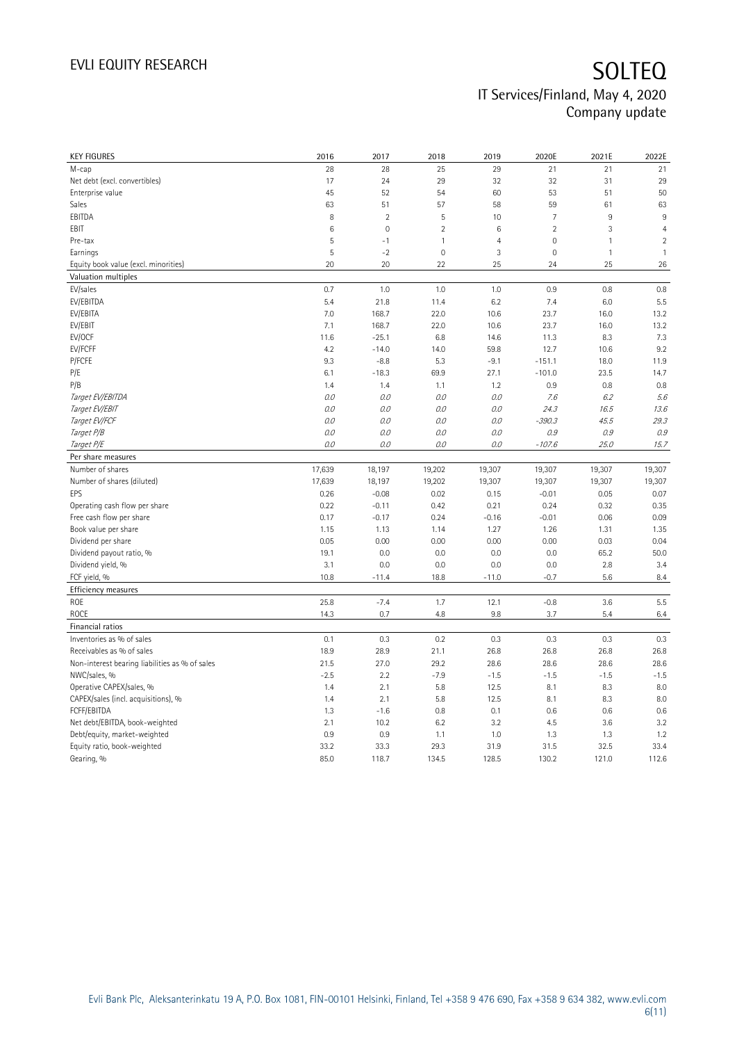| KEY FIGURES | 2016 | 2017 | 2018 | 2019 | 2020E | 2021E | 2022E |
|---|---|---|---|---|---|---|---|
| M-cap | 28 | 28 | 25 | 29 | 21 | 21 | 21 |
| Net debt (excl. convertibles) | 17 | 24 | 29 | 32 | 32 | 31 | 29 |
| Enterprise value | 45 | 52 | 54 | 60 | 53 | 51 | 50 |
| Sales | 63 | 51 | 57 | 58 | 59 | 61 | 63 |
| EBITDA | 8 | 2 | 5 | 10 | 7 | 9 | 9 |
| EBIT | 6 | 0 | 2 | 6 | 2 | 3 | 4 |
| Pre-tax | 5 | -1 | 1 | 4 | 0 | 1 | 2 |
| Earnings | 5 | -2 | 0 | 3 | 0 | 1 | 1 |
| Equity book value (excl. minorities) | 20 | 20 | 22 | 25 | 24 | 25 | 26 |
| **Valuation multiples** | | | | | | | |
| EV/sales | 0.7 | 1.0 | 1.0 | 1.0 | 0.9 | 0.8 | 0.8 |
| EV/EBITDA | 5.4 | 21.8 | 11.4 | 6.2 | 7.4 | 6.0 | 5.5 |
| EV/EBITA | 7.0 | 168.7 | 22.0 | 10.6 | 23.7 | 16.0 | 13.2 |
| EV/EBIT | 7.1 | 168.7 | 22.0 | 10.6 | 23.7 | 16.0 | 13.2 |
| EV/OCF | 11.6 | -25.1 | 6.8 | 14.6 | 11.3 | 8.3 | 7.3 |
| EV/FCFF | 4.2 | -14.0 | 14.0 | 59.8 | 12.7 | 10.6 | 9.2 |
| P/FCFE | 9.3 | -8.8 | 5.3 | -9.1 | -151.1 | 18.0 | 11.9 |
| P/E | 6.1 | -18.3 | 69.9 | 27.1 | -101.0 | 23.5 | 14.7 |
| P/B | 1.4 | 1.4 | 1.1 | 1.2 | 0.9 | 0.8 | 0.8 |
| *Target EV/EBITDA* | *0.0* | *0.0* | *0.0* | *0.0* | *7.6* | *6.2* | *5.6* |
| *Target EV/EBIT* | *0.0* | *0.0* | *0.0* | *0.0* | *24.3* | *16.5* | *13.6* |
| *Target EV/FCF* | *0.0* | *0.0* | *0.0* | *0.0* | *-390.3* | *45.5* | *29.3* |
| *Target P/B* | *0.0* | *0.0* | *0.0* | *0.0* | *0.9* | *0.9* | *0.9* |
| *Target P/E* | *0.0* | *0.0* | *0.0* | *0.0* | *-107.6* | *25.0* | *15.7* |
| **Per share measures** | | | | | | | |
| Number of shares | 17,639 | 18,197 | 19,202 | 19,307 | 19,307 | 19,307 | 19,307 |
| Number of shares (diluted) | 17,639 | 18,197 | 19,202 | 19,307 | 19,307 | 19,307 | 19,307 |
| EPS | 0.26 | -0.08 | 0.02 | 0.15 | -0.01 | 0.05 | 0.07 |
| Operating cash flow per share | 0.22 | -0.11 | 0.42 | 0.21 | 0.24 | 0.32 | 0.35 |
| Free cash flow per share | 0.17 | -0.17 | 0.24 | -0.16 | -0.01 | 0.06 | 0.09 |
| Book value per share | 1.15 | 1.13 | 1.14 | 1.27 | 1.26 | 1.31 | 1.35 |
| Dividend per share | 0.05 | 0.00 | 0.00 | 0.00 | 0.00 | 0.03 | 0.04 |
| Dividend payout ratio, % | 19.1 | 0.0 | 0.0 | 0.0 | 0.0 | 65.2 | 50.0 |
| Dividend yield, % | 3.1 | 0.0 | 0.0 | 0.0 | 0.0 | 2.8 | 3.4 |
| FCF yield, % | 10.8 | -11.4 | 18.8 | -11.0 | -0.7 | 5.6 | 8.4 |
| **Efficiency measures** | | | | | | | |
| ROE | 25.8 | -7.4 | 1.7 | 12.1 | -0.8 | 3.6 | 5.5 |
| ROCE | 14.3 | 0.7 | 4.8 | 9.8 | 3.7 | 5.4 | 6.4 |
| **Financial ratios** | | | | | | | |
| Inventories as % of sales | 0.1 | 0.3 | 0.2 | 0.3 | 0.3 | 0.3 | 0.3 |
| Receivables as % of sales | 18.9 | 28.9 | 21.1 | 26.8 | 26.8 | 26.8 | 26.8 |
| Non-interest bearing liabilities as % of sales | 21.5 | 27.0 | 29.2 | 28.6 | 28.6 | 28.6 | 28.6 |
| NWC/sales, % | -2.5 | 2.2 | -7.9 | -1.5 | -1.5 | -1.5 | -1.5 |
| Operative CAPEX/sales, % | 1.4 | 2.1 | 5.8 | 12.5 | 8.1 | 8.3 | 8.0 |
| CAPEX/sales (incl. acquisitions), % | 1.4 | 2.1 | 5.8 | 12.5 | 8.1 | 8.3 | 8.0 |
| FCFF/EBITDA | 1.3 | -1.6 | 0.8 | 0.1 | 0.6 | 0.6 | 0.6 |
| Net debt/EBITDA, book-weighted | 2.1 | 10.2 | 6.2 | 3.2 | 4.5 | 3.6 | 3.2 |
| Debt/equity, market-weighted | 0.9 | 0.9 | 1.1 | 1.0 | 1.3 | 1.3 | 1.2 |
| Equity ratio, book-weighted | 33.2 | 33.3 | 29.3 | 31.9 | 31.5 | 32.5 | 33.4 |
| Gearing, % | 85.0 | 118.7 | 134.5 | 128.5 | 130.2 | 121.0 | 112.6 |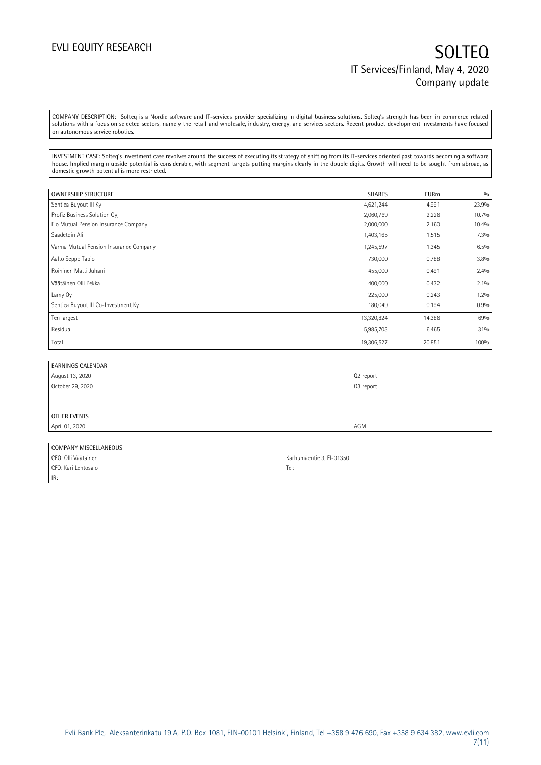COMPANY DESCRIPTION: Solteq is a Nordic software and IT-services provider specializing in digital business solutions. Solteq's strength has been in commerce related solutions with a focus on selected sectors, namely the retail and wholesale, industry, energy, and services sectors. Recent product development investments have focused on autonomous service robotics.

INVESTMENT CASE: Solteq's investment case revolves around the success of executing its strategy of shifting from its IT-services oriented past towards becoming a software house. Implied margin upside potential is considerable, with segment targets putting margins clearly in the double digits. Growth will need to be sought from abroad, as domestic growth potential is more restricted.

| OWNERSHIP STRUCTURE | SHARES | EURm | % |
|---|---|---|---|
| Sentica Buyout III Ky | 4,621,244 | 4.991 | 23.9% |
| Profiz Business Solution Oyj | 2,060,769 | 2.226 | 10.7% |
| Elo Mutual Pension Insurance Company | 2,000,000 | 2.160 | 10.4% |
| Saadetdin Ali | 1,403,165 | 1.515 | 7.3% |
| Varma Mutual Pension Insurance Company | 1,245,597 | 1.345 | 6.5% |
| Aalto Seppo Tapio | 730,000 | 0.788 | 3.8% |
| Roininen Matti Juhani | 455,000 | 0.491 | 2.4% |
| Väätäinen Olli Pekka | 400,000 | 0.432 | 2.1% |
| Lamy Oy | 225,000 | 0.243 | 1.2% |
| Sentica Buyout III Co-Investment Ky | 180,049 | 0.194 | 0.9% |
| Ten largest | 13,320,824 | 14.386 | 69% |
| Residual | 5,985,703 | 6.465 | 31% |
| Total | 19,306,527 | 20.851 | 100% |

| EARNINGS CALENDAR | |
|---|---|
| August 13, 2020 | Q2 report |
| October 29, 2020 | Q3 report |
| | |
| **OTHER EVENTS** | |
| April 01, 2020 | AGM |

| COMPANY MISCELLANEOUS | |
|---|---|
| CEO: Olli Väätäinen | Karhumäentie 3, FI-01350 |
| CFO: Kari Lehtosalo | Tel: |
| IR: | |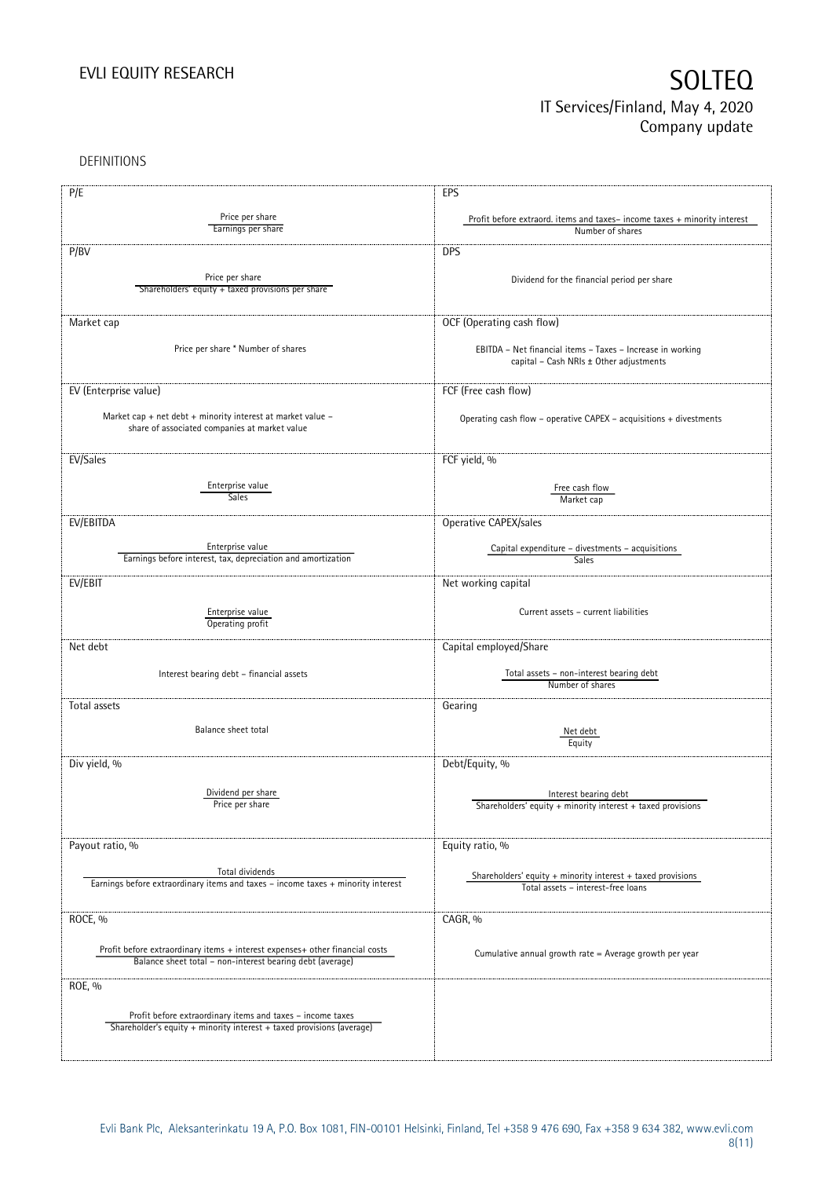DEFINITIONS

| P/E | EPS |
|---|---|
| $\frac{\text{Price per share}}{\text{Earnings per share}}$ | $\frac{\text{Profit before extraord. items and taxes – income taxes + minority interest}}{\text{Number of shares}}$ |
| **P/BV** | **DPS** |
| $\frac{\text{Price per share}}{\text{Shareholders' equity + taxed provisions per share}}$ | Dividend for the financial period per share |
| **Market cap** | **OCF (Operating cash flow)** |
| Price per share * Number of shares | EBITDA – Net financial items – Taxes – Increase in working capital – Cash NRIs ± Other adjustments |
| **EV (Enterprise value)** | **FCF (Free cash flow)** |
| Market cap + net debt + minority interest at market value – share of associated companies at market value | Operating cash flow – operative CAPEX – acquisitions + divestments |
| **EV/Sales** | **FCF yield, %** |
| $\frac{\text{Enterprise value}}{\text{Sales}}$ | $\frac{\text{Free cash flow}}{\text{Market cap}}$ |
| **EV/EBITDA** | **Operative CAPEX/sales** |
| $\frac{\text{Enterprise value}}{\text{Earnings before interest, tax, depreciation and amortization}}$ | $\frac{\text{Capital expenditure – divestments – acquisitions}}{\text{Sales}}$ |
| **EV/EBIT** | **Net working capital** |
| $\frac{\text{Enterprise value}}{\text{Operating profit}}$ | Current assets – current liabilities |
| **Net debt** | **Capital employed/Share** |
| Interest bearing debt – financial assets | $\frac{\text{Total assets – non-interest bearing debt}}{\text{Number of shares}}$ |
| **Total assets** | **Gearing** |
| Balance sheet total | $\frac{\text{Net debt}}{\text{Equity}}$ |
| **Div yield, %** | **Debt/Equity, %** |
| $\frac{\text{Dividend per share}}{\text{Price per share}}$ | $\frac{\text{Interest bearing debt}}{\text{Shareholders' equity + minority interest + taxed provisions}}$ |
| **Payout ratio, %** | **Equity ratio, %** |
| $\frac{\text{Total dividends}}{\text{Earnings before extraordinary items and taxes – income taxes + minority interest}}$ | $\frac{\text{Shareholders' equity + minority interest + taxed provisions}}{\text{Total assets – interest-free loans}}$ |
| **ROCE, %** | **CAGR, %** |
| $\frac{\text{Profit before extraordinary items + interest expenses+ other financial costs}}{\text{Balance sheet total – non-interest bearing debt (average)}}$ | Cumulative annual growth rate = Average growth per year |
| **ROE, %** | |
| $\frac{\text{Profit before extraordinary items and taxes – income taxes}}{\text{Shareholder's equity + minority interest + taxed provisions (average)}}$ | |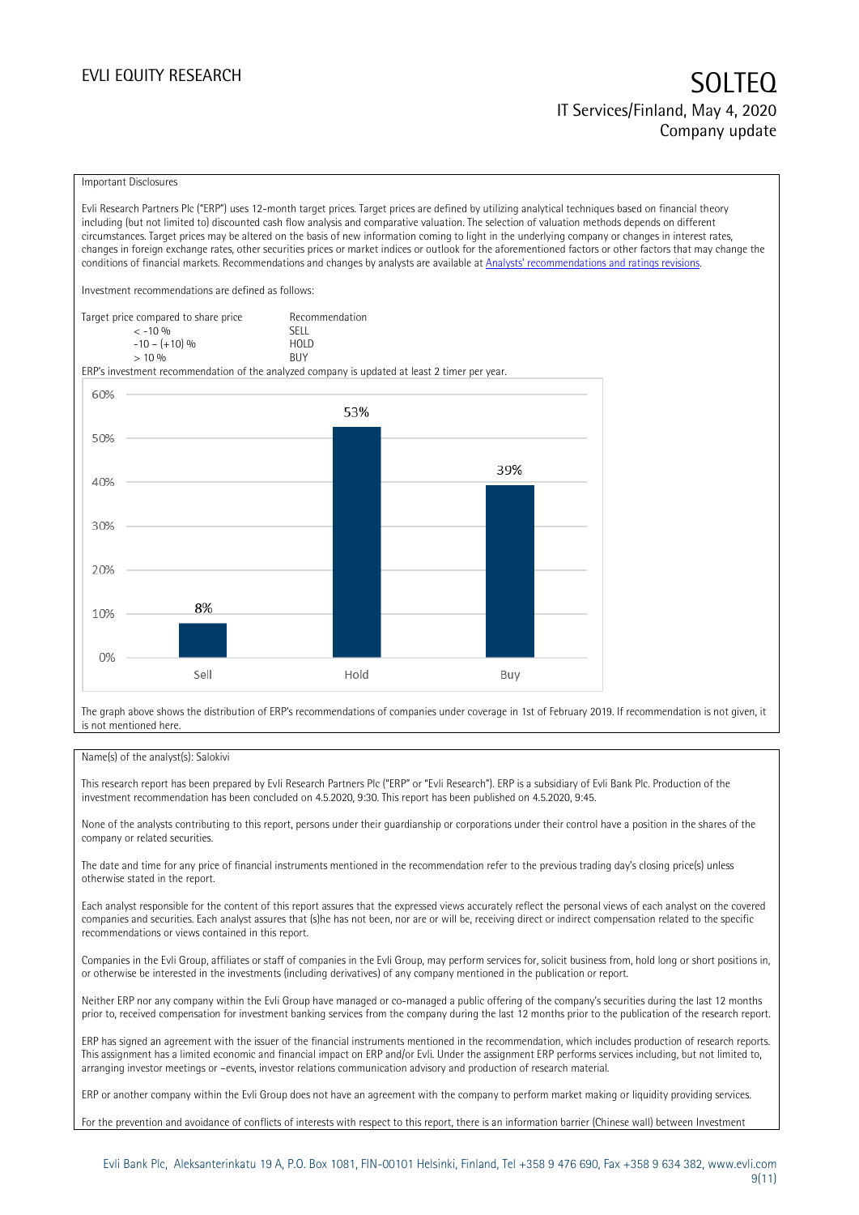Important Disclosures

Evli Research Partners Plc ("ERP") uses 12-month target prices. Target prices are defined by utilizing analytical techniques based on financial theory including (but not limited to) discounted cash flow analysis and comparative valuation. The selection of valuation methods depends on different circumstances. Target prices may be altered on the basis of new information coming to light in the underlying company or changes in interest rates, changes in foreign exchange rates, other securities prices or market indices or outlook for the aforementioned factors or other factors that may change the conditions of financial markets. Recommendations and changes by analysts are available at [Analysts' recommendations and ratings revisions](Analysts' recommendations and ratings revisions).

Investment recommendations are defined as follows:

| Target price compared to share price | Recommendation |
|---|---|
| < -10 % | SELL |
| -10 – (+10) % | HOLD |
| > 10 % | BUY |

ERP's investment recommendation of the analyzed company is updated at least 2 timer per year.

| | Sell | Hold | Buy |
|---|---|---|---|
| | 8% | 53% | 39% |

The graph above shows the distribution of ERP's recommendations of companies under coverage in 1st of February 2019. If recommendation is not given, it is not mentioned here.

Name(s) of the analyst(s): Salokivi

This research report has been prepared by Evli Research Partners Plc ("ERP" or "Evli Research"). ERP is a subsidiary of Evli Bank Plc. Production of the investment recommendation has been concluded on 4.5.2020, 9:30. This report has been published on 4.5.2020, 9:45.

None of the analysts contributing to this report, persons under their guardianship or corporations under their control have a position in the shares of the company or related securities.

The date and time for any price of financial instruments mentioned in the recommendation refer to the previous trading day's closing price(s) unless otherwise stated in the report.

Each analyst responsible for the content of this report assures that the expressed views accurately reflect the personal views of each analyst on the covered companies and securities. Each analyst assures that (s)he has not been, nor are or will be, receiving direct or indirect compensation related to the specific recommendations or views contained in this report.

Companies in the Evli Group, affiliates or staff of companies in the Evli Group, may perform services for, solicit business from, hold long or short positions in, or otherwise be interested in the investments (including derivatives) of any company mentioned in the publication or report.

Neither ERP nor any company within the Evli Group have managed or co-managed a public offering of the company's securities during the last 12 months prior to, received compensation for investment banking services from the company during the last 12 months prior to the publication of the research report.

ERP has signed an agreement with the issuer of the financial instruments mentioned in the recommendation, which includes production of research reports. This assignment has a limited economic and financial impact on ERP and/or Evli. Under the assignment ERP performs services including, but not limited to, arranging investor meetings or –events, investor relations communication advisory and production of research material.

ERP or another company within the Evli Group does not have an agreement with the company to perform market making or liquidity providing services.

For the prevention and avoidance of conflicts of interests with respect to this report, there is an information barrier (Chinese wall) between Investment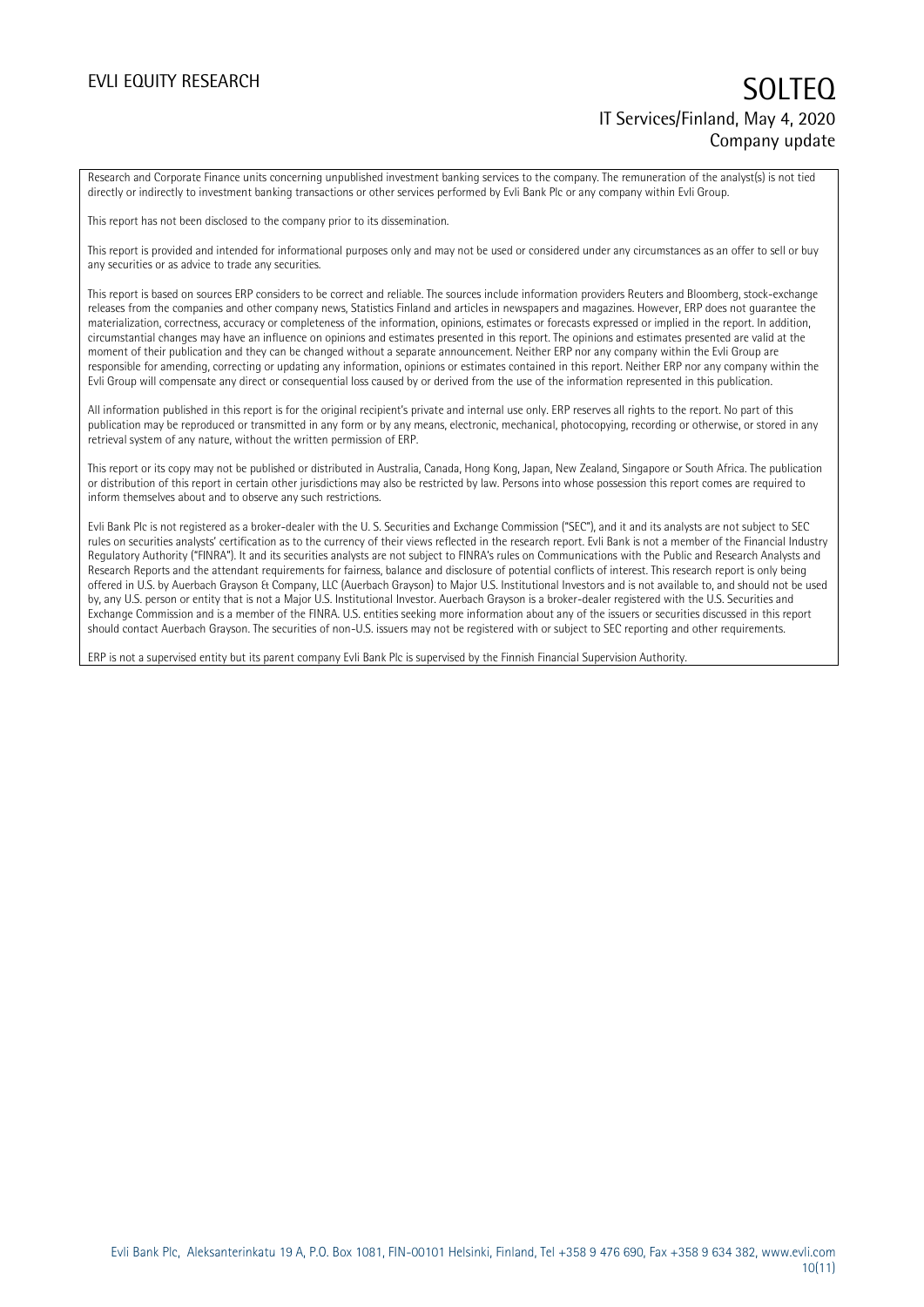Research and Corporate Finance units concerning unpublished investment banking services to the company. The remuneration of the analyst(s) is not tied directly or indirectly to investment banking transactions or other services performed by Evli Bank Plc or any company within Evli Group.

This report has not been disclosed to the company prior to its dissemination.

This report is provided and intended for informational purposes only and may not be used or considered under any circumstances as an offer to sell or buy any securities or as advice to trade any securities.

This report is based on sources ERP considers to be correct and reliable. The sources include information providers Reuters and Bloomberg, stock-exchange releases from the companies and other company news, Statistics Finland and articles in newspapers and magazines. However, ERP does not guarantee the materialization, correctness, accuracy or completeness of the information, opinions, estimates or forecasts expressed or implied in the report. In addition, circumstantial changes may have an influence on opinions and estimates presented in this report. The opinions and estimates presented are valid at the moment of their publication and they can be changed without a separate announcement. Neither ERP nor any company within the Evli Group are responsible for amending, correcting or updating any information, opinions or estimates contained in this report. Neither ERP nor any company within the Evli Group will compensate any direct or consequential loss caused by or derived from the use of the information represented in this publication.

All information published in this report is for the original recipient's private and internal use only. ERP reserves all rights to the report. No part of this publication may be reproduced or transmitted in any form or by any means, electronic, mechanical, photocopying, recording or otherwise, or stored in any retrieval system of any nature, without the written permission of ERP.

This report or its copy may not be published or distributed in Australia, Canada, Hong Kong, Japan, New Zealand, Singapore or South Africa. The publication or distribution of this report in certain other jurisdictions may also be restricted by law. Persons into whose possession this report comes are required to inform themselves about and to observe any such restrictions.

Evli Bank Plc is not registered as a broker-dealer with the U. S. Securities and Exchange Commission ("SEC"), and it and its analysts are not subject to SEC rules on securities analysts' certification as to the currency of their views reflected in the research report. Evli Bank is not a member of the Financial Industry Regulatory Authority ("FINRA"). It and its securities analysts are not subject to FINRA's rules on Communications with the Public and Research Analysts and Research Reports and the attendant requirements for fairness, balance and disclosure of potential conflicts of interest. This research report is only being offered in U.S. by Auerbach Grayson & Company, LLC (Auerbach Grayson) to Major U.S. Institutional Investors and is not available to, and should not be used by, any U.S. person or entity that is not a Major U.S. Institutional Investor. Auerbach Grayson is a broker-dealer registered with the U.S. Securities and Exchange Commission and is a member of the FINRA. U.S. entities seeking more information about any of the issuers or securities discussed in this report should contact Auerbach Grayson. The securities of non-U.S. issuers may not be registered with or subject to SEC reporting and other requirements.

ERP is not a supervised entity but its parent company Evli Bank Plc is supervised by the Finnish Financial Supervision Authority.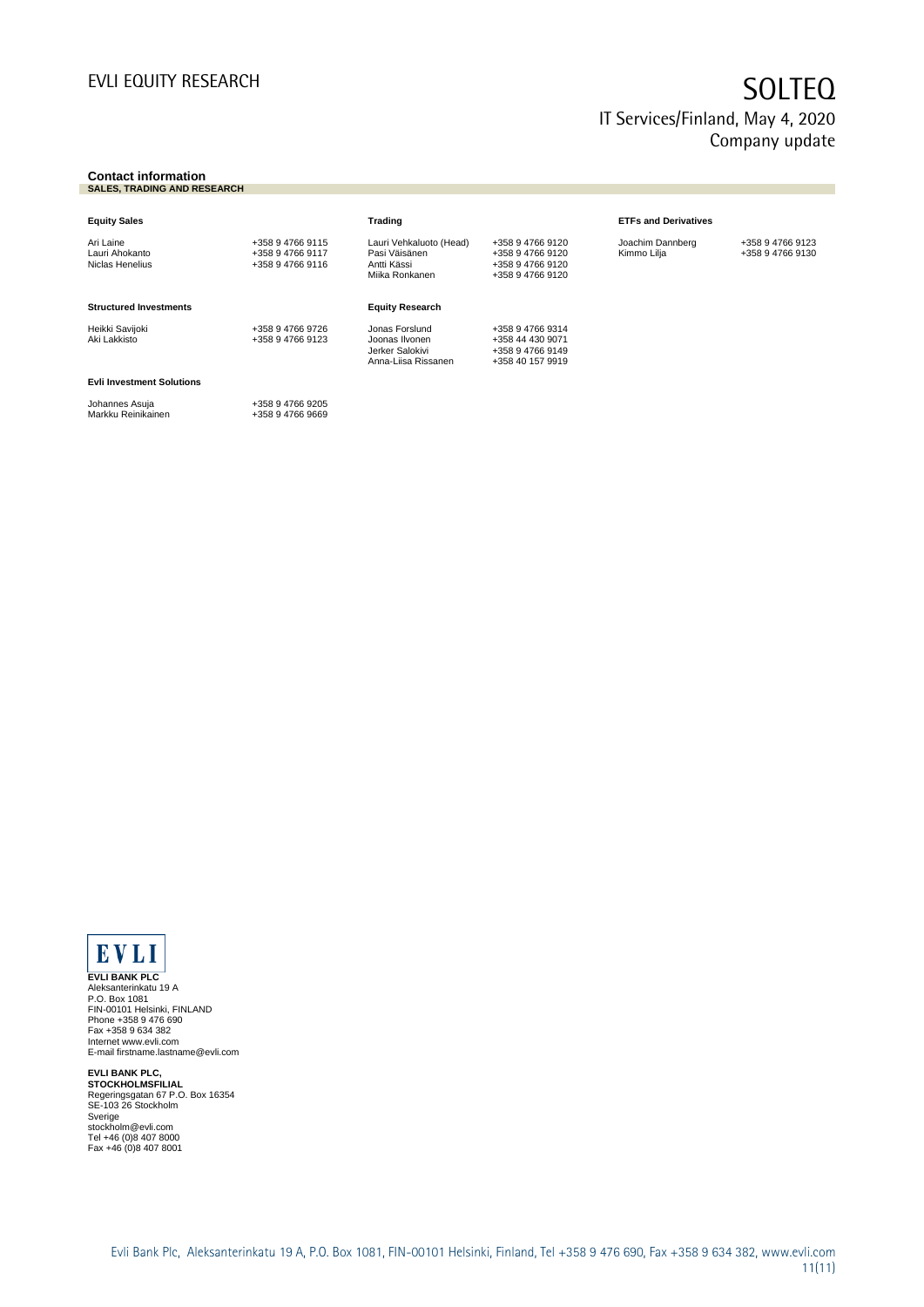## Contact information

**SALES, TRADING AND RESEARCH**

**Equity Sales**

| | |
|---|---|
| Ari Laine | +358 9 4766 9115 |
| Lauri Ahokanto | +358 9 4766 9117 |
| Niclas Henelius | +358 9 4766 9116 |

**Trading**

| | |
|---|---|
| Lauri Vehkaluoto (Head) | +358 9 4766 9120 |
| Pasi Väisänen | +358 9 4766 9120 |
| Antti Kässi | +358 9 4766 9120 |
| Miika Ronkanen | +358 9 4766 9120 |

**ETFs and Derivatives**

| | |
|---|---|
| Joachim Dannberg | +358 9 4766 9123 |
| Kimmo Lilja | +358 9 4766 9130 |

**Structured Investments**

| | |
|---|---|
| Heikki Savijoki | +358 9 4766 9726 |
| Aki Lakkisto | +358 9 4766 9123 |

**Equity Research**

| | |
|---|---|
| Jonas Forslund | +358 9 4766 9314 |
| Joonas Ilvonen | +358 44 430 9071 |
| Jerker Salokivi | +358 9 4766 9149 |
| Anna-Liisa Rissanen | +358 40 157 9919 |

**Evli Investment Solutions**

| | |
|---|---|
| Johannes Asuja | +358 9 4766 9205 |
| Markku Reinikainen | +358 9 4766 9669 |

**EVLI BANK PLC**
Aleksanterinkatu 19 A
P.O. Box 1081
FIN-00101 Helsinki, FINLAND
Phone +358 9 476 690
Fax +358 9 634 382
Internet www.evli.com
E-mail firstname.lastname@evli.com

**EVLI BANK PLC,**
**STOCKHOLMSFILIAL**
Regeringsgatan 67 P.O. Box 16354
SE-103 26 Stockholm
Sverige
stockholm@evli.com
Tel +46 (0)8 407 8000
Fax +46 (0)8 407 8001